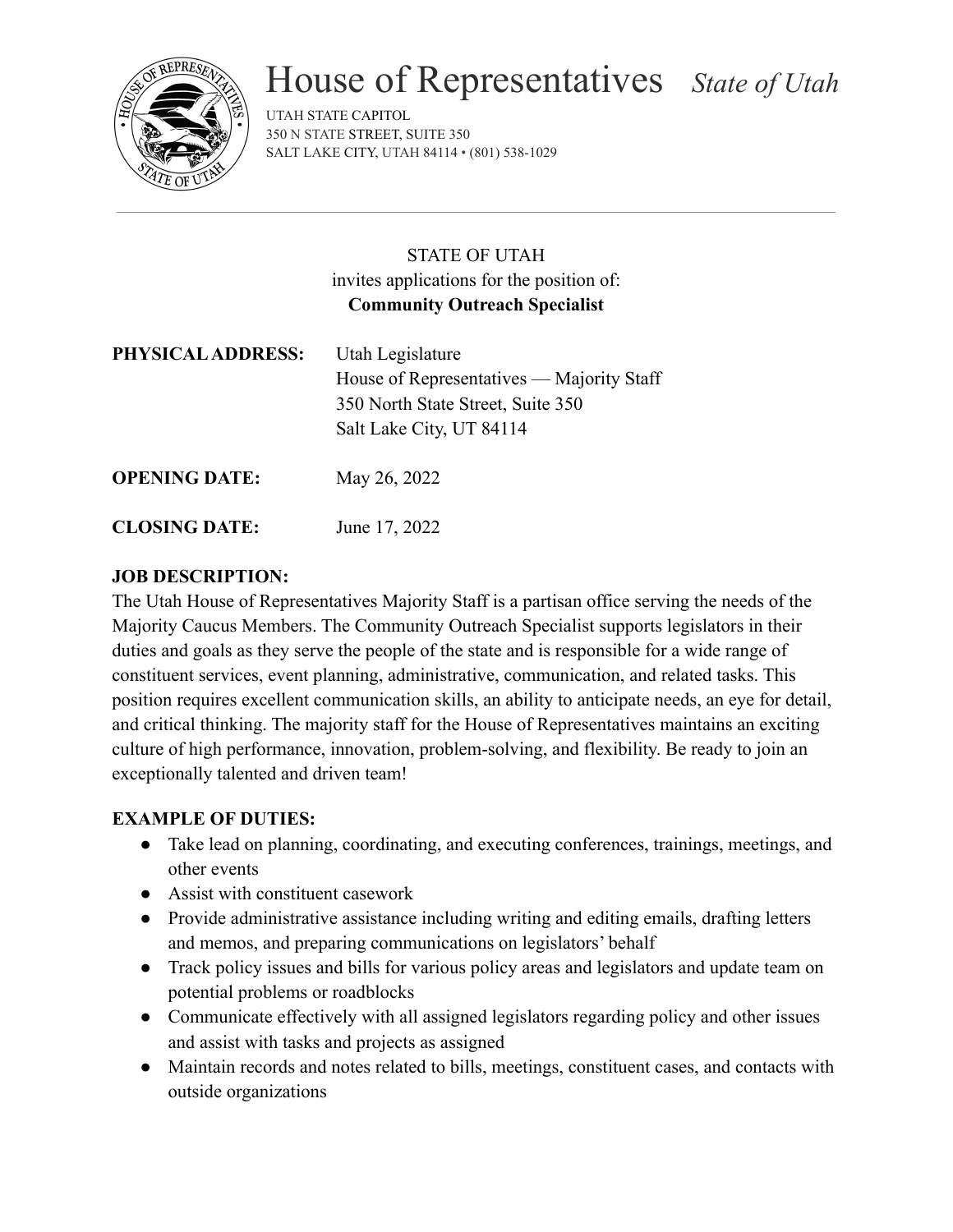# House of Representatives *State of Utah*

UTAH STATE CAPITOL
350 N STATE STREET, SUITE 350
SALT LAKE CITY, UTAH 84114 • (801) 538-1029

---

STATE OF UTAH
invites applications for the position of:
**Community Outreach Specialist**

**PHYSICAL ADDRESS:** Utah Legislature
House of Representatives — Majority Staff
350 North State Street, Suite 350
Salt Lake City, UT 84114

**OPENING DATE:** May 26, 2022

**CLOSING DATE:** June 17, 2022

**JOB DESCRIPTION:**

The Utah House of Representatives Majority Staff is a partisan office serving the needs of the Majority Caucus Members. The Community Outreach Specialist supports legislators in their duties and goals as they serve the people of the state and is responsible for a wide range of constituent services, event planning, administrative, communication, and related tasks. This position requires excellent communication skills, an ability to anticipate needs, an eye for detail, and critical thinking. The majority staff for the House of Representatives maintains an exciting culture of high performance, innovation, problem-solving, and flexibility. Be ready to join an exceptionally talented and driven team!

**EXAMPLE OF DUTIES:**

- Take lead on planning, coordinating, and executing conferences, trainings, meetings, and other events
- Assist with constituent casework
- Provide administrative assistance including writing and editing emails, drafting letters and memos, and preparing communications on legislators' behalf
- Track policy issues and bills for various policy areas and legislators and update team on potential problems or roadblocks
- Communicate effectively with all assigned legislators regarding policy and other issues and assist with tasks and projects as assigned
- Maintain records and notes related to bills, meetings, constituent cases, and contacts with outside organizations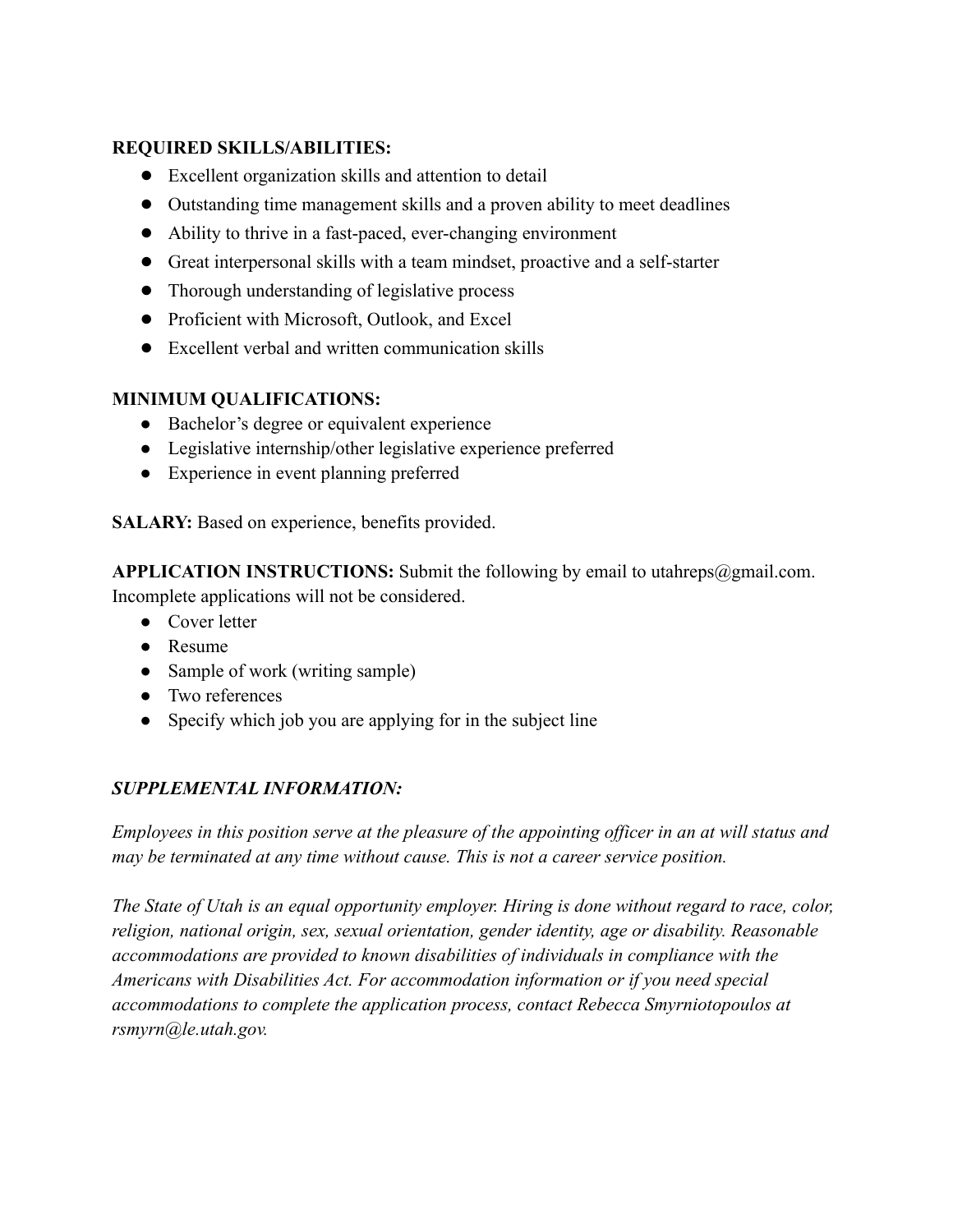**REQUIRED SKILLS/ABILITIES:**

- Excellent organization skills and attention to detail
- Outstanding time management skills and a proven ability to meet deadlines
- Ability to thrive in a fast-paced, ever-changing environment
- Great interpersonal skills with a team mindset, proactive and a self-starter
- Thorough understanding of legislative process
- Proficient with Microsoft, Outlook, and Excel
- Excellent verbal and written communication skills

**MINIMUM QUALIFICATIONS:**

- Bachelor's degree or equivalent experience
- Legislative internship/other legislative experience preferred
- Experience in event planning preferred

**SALARY:** Based on experience, benefits provided.

**APPLICATION INSTRUCTIONS:** Submit the following by email to utahreps@gmail.com. Incomplete applications will not be considered.

- Cover letter
- Resume
- Sample of work (writing sample)
- Two references
- Specify which job you are applying for in the subject line

***SUPPLEMENTAL INFORMATION:***

*Employees in this position serve at the pleasure of the appointing officer in an at will status and may be terminated at any time without cause. This is not a career service position.*

*The State of Utah is an equal opportunity employer. Hiring is done without regard to race, color, religion, national origin, sex, sexual orientation, gender identity, age or disability. Reasonable accommodations are provided to known disabilities of individuals in compliance with the Americans with Disabilities Act. For accommodation information or if you need special accommodations to complete the application process, contact Rebecca Smyrniotopoulos at rsmyrn@le.utah.gov.*